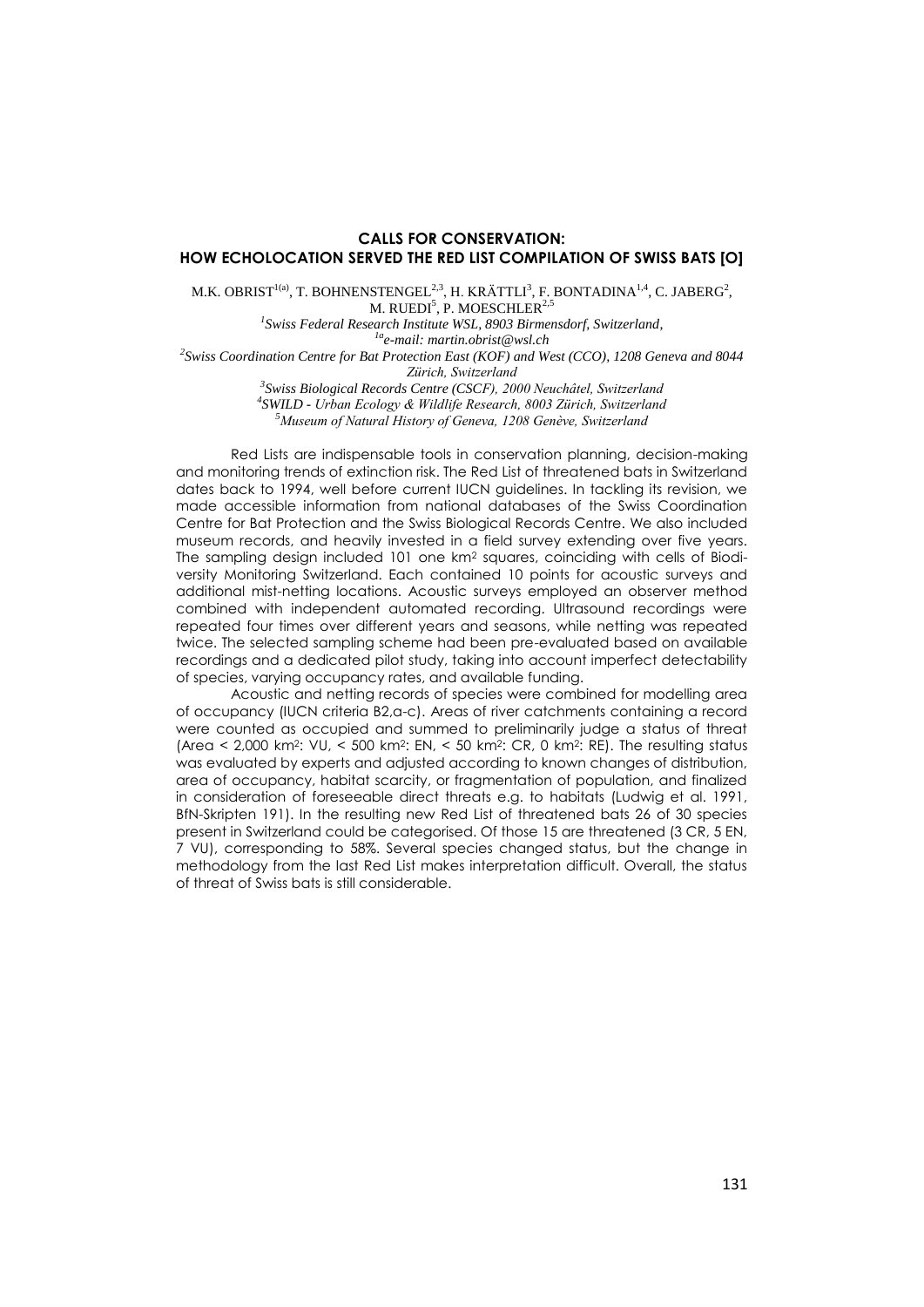## CALLS FOR CONSERVATION: HOW ECHOLOCATION SERVED THE RED LIST COMPILATION OF SWISS BATS [O]

M.K. OBRIST[1(a)], T. BOHNENSTENGEL[2,3], H. KRÄTTLI[3], F. BONTADINA[1,4], C. JABERG[2], M. RUEDI[5], P. MOESCHLER[2,5]

[1]*Swiss Federal Research Institute WSL, 8903 Birmensdorf, Switzerland,*
[1a]*e-mail: martin.obrist@wsl.ch*
[2]*Swiss Coordination Centre for Bat Protection East (KOF) and West (CCO), 1208 Geneva and 8044 Zürich, Switzerland*
[3]*Swiss Biological Records Centre (CSCF), 2000 Neuchâtel, Switzerland*
[4]*SWILD - Urban Ecology & Wildlife Research, 8003 Zürich, Switzerland*
[5]*Museum of Natural History of Geneva, 1208 Genève, Switzerland*

Red Lists are indispensable tools in conservation planning, decision-making and monitoring trends of extinction risk. The Red List of threatened bats in Switzerland dates back to 1994, well before current IUCN guidelines. In tackling its revision, we made accessible information from national databases of the Swiss Coordination Centre for Bat Protection and the Swiss Biological Records Centre. We also included museum records, and heavily invested in a field survey extending over five years. The sampling design included 101 one km² squares, coinciding with cells of Biodiversity Monitoring Switzerland. Each contained 10 points for acoustic surveys and additional mist-netting locations. Acoustic surveys employed an observer method combined with independent automated recording. Ultrasound recordings were repeated four times over different years and seasons, while netting was repeated twice. The selected sampling scheme had been pre-evaluated based on available recordings and a dedicated pilot study, taking into account imperfect detectability of species, varying occupancy rates, and available funding.

Acoustic and netting records of species were combined for modelling area of occupancy (IUCN criteria B2,a-c). Areas of river catchments containing a record were counted as occupied and summed to preliminarily judge a status of threat (Area < 2,000 km²: VU, < 500 km²: EN, < 50 km²: CR, 0 km²: RE). The resulting status was evaluated by experts and adjusted according to known changes of distribution, area of occupancy, habitat scarcity, or fragmentation of population, and finalized in consideration of foreseeable direct threats e.g. to habitats (Ludwig et al. 1991, BfN-Skripten 191). In the resulting new Red List of threatened bats 26 of 30 species present in Switzerland could be categorised. Of those 15 are threatened (3 CR, 5 EN, 7 VU), corresponding to 58%. Several species changed status, but the change in methodology from the last Red List makes interpretation difficult. Overall, the status of threat of Swiss bats is still considerable.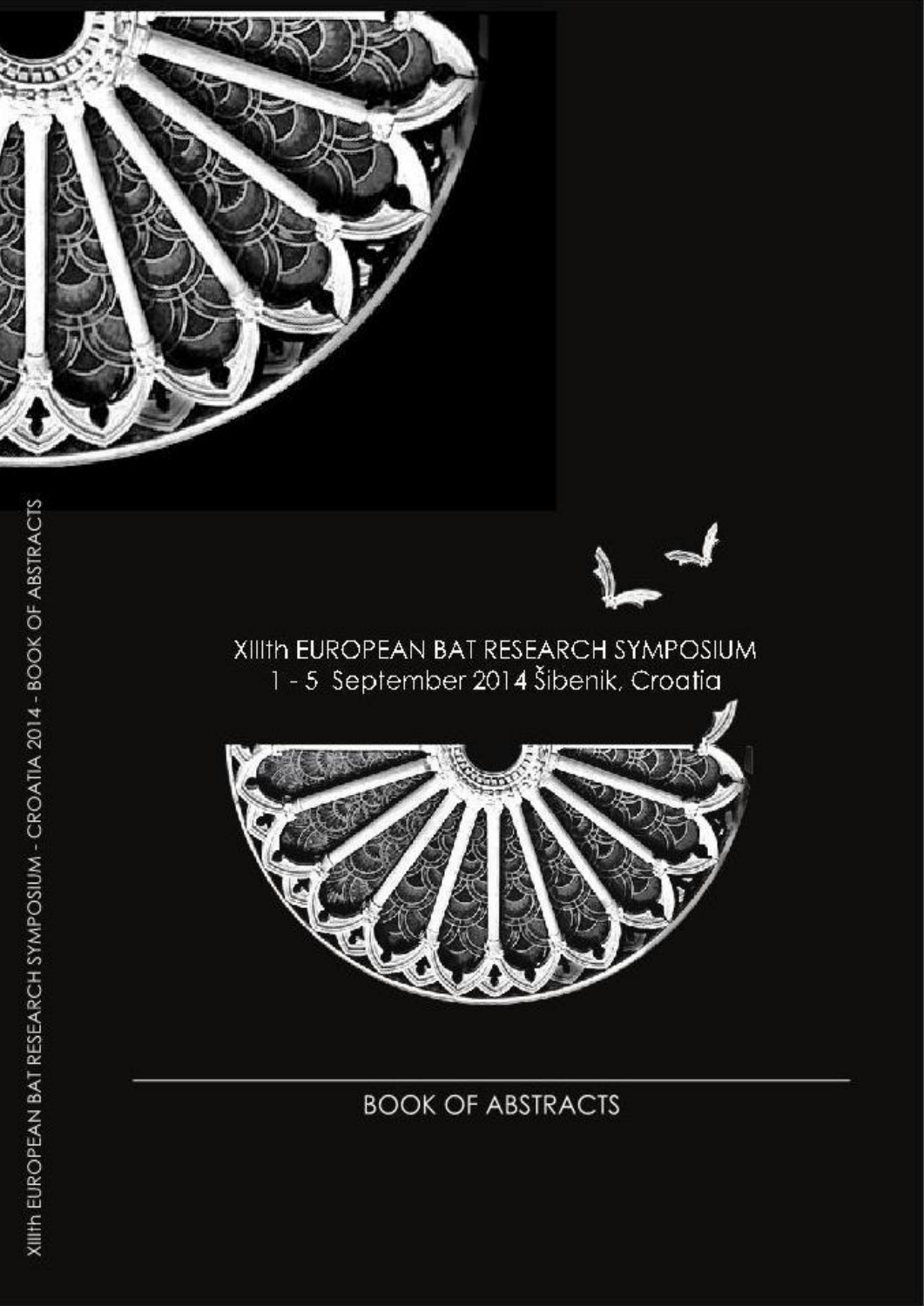XIIIth EUROPEAN BAT RESEARCH SYMPOSIUM - CROATIA 2014 - BOOK OF ABSTRACTS

# XIIIth EUROPEAN BAT RESEARCH SYMPOSIUM

1 - 5 September 2014 Šibenik, Croatia

## BOOK OF ABSTRACTS